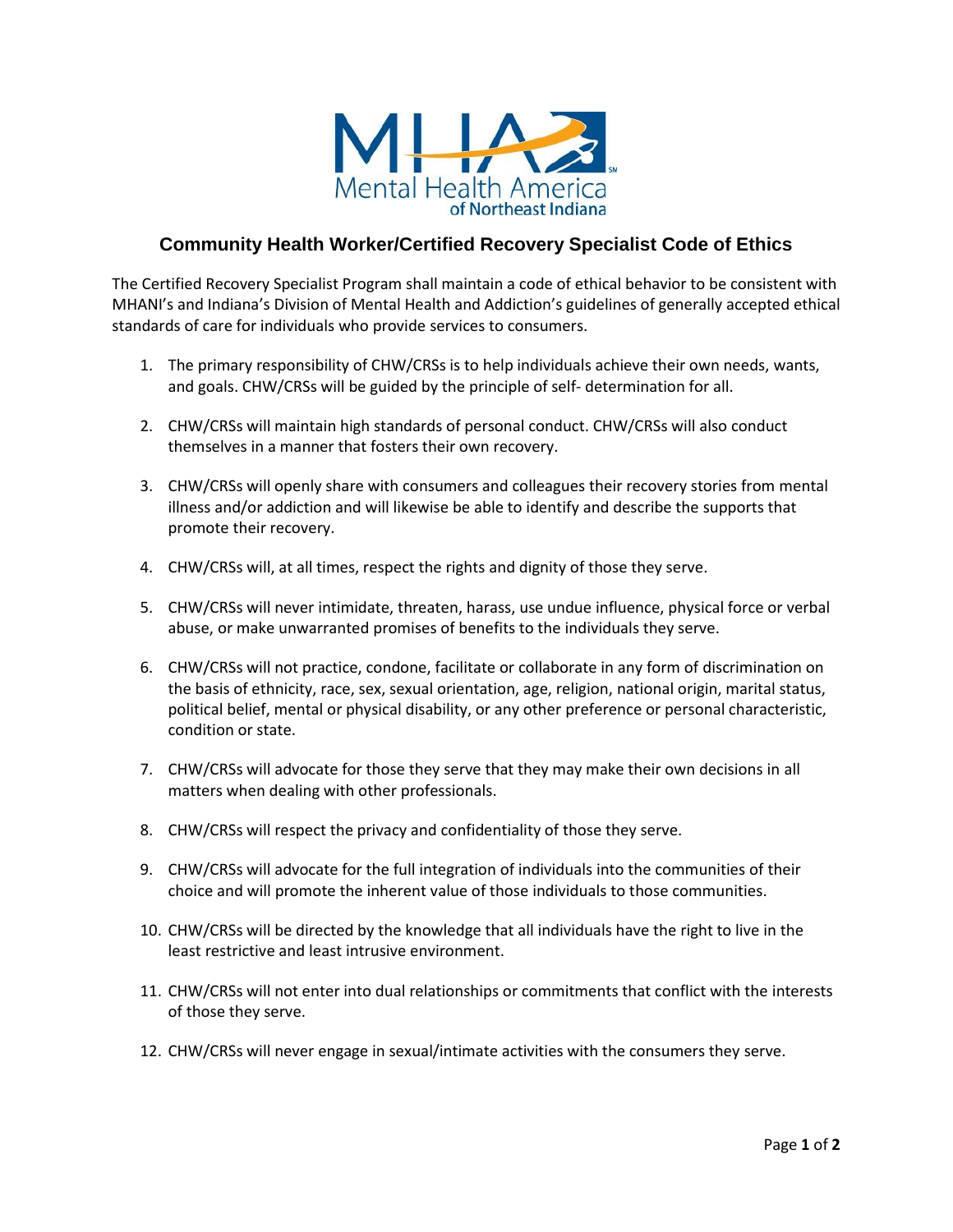Mental Health America of Northeast Indiana

## Community Health Worker/Certified Recovery Specialist Code of Ethics

The Certified Recovery Specialist Program shall maintain a code of ethical behavior to be consistent with MHANI's and Indiana's Division of Mental Health and Addiction's guidelines of generally accepted ethical standards of care for individuals who provide services to consumers.

1. The primary responsibility of CHW/CRSs is to help individuals achieve their own needs, wants, and goals. CHW/CRSs will be guided by the principle of self- determination for all.
2. CHW/CRSs will maintain high standards of personal conduct. CHW/CRSs will also conduct themselves in a manner that fosters their own recovery.
3. CHW/CRSs will openly share with consumers and colleagues their recovery stories from mental illness and/or addiction and will likewise be able to identify and describe the supports that promote their recovery.
4. CHW/CRSs will, at all times, respect the rights and dignity of those they serve.
5. CHW/CRSs will never intimidate, threaten, harass, use undue influence, physical force or verbal abuse, or make unwarranted promises of benefits to the individuals they serve.
6. CHW/CRSs will not practice, condone, facilitate or collaborate in any form of discrimination on the basis of ethnicity, race, sex, sexual orientation, age, religion, national origin, marital status, political belief, mental or physical disability, or any other preference or personal characteristic, condition or state.
7. CHW/CRSs will advocate for those they serve that they may make their own decisions in all matters when dealing with other professionals.
8. CHW/CRSs will respect the privacy and confidentiality of those they serve.
9. CHW/CRSs will advocate for the full integration of individuals into the communities of their choice and will promote the inherent value of those individuals to those communities.
10. CHW/CRSs will be directed by the knowledge that all individuals have the right to live in the least restrictive and least intrusive environment.
11. CHW/CRSs will not enter into dual relationships or commitments that conflict with the interests of those they serve.
12. CHW/CRSs will never engage in sexual/intimate activities with the consumers they serve.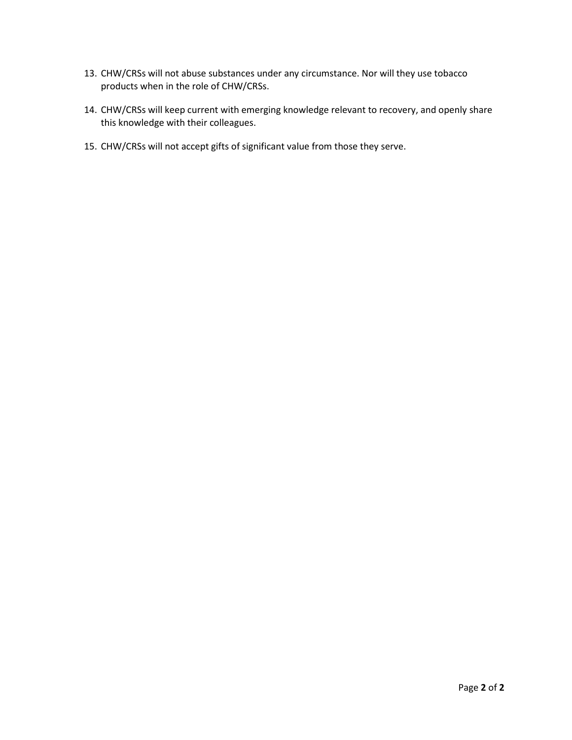13. CHW/CRSs will not abuse substances under any circumstance. Nor will they use tobacco products when in the role of CHW/CRSs.

14. CHW/CRSs will keep current with emerging knowledge relevant to recovery, and openly share this knowledge with their colleagues.

15. CHW/CRSs will not accept gifts of significant value from those they serve.